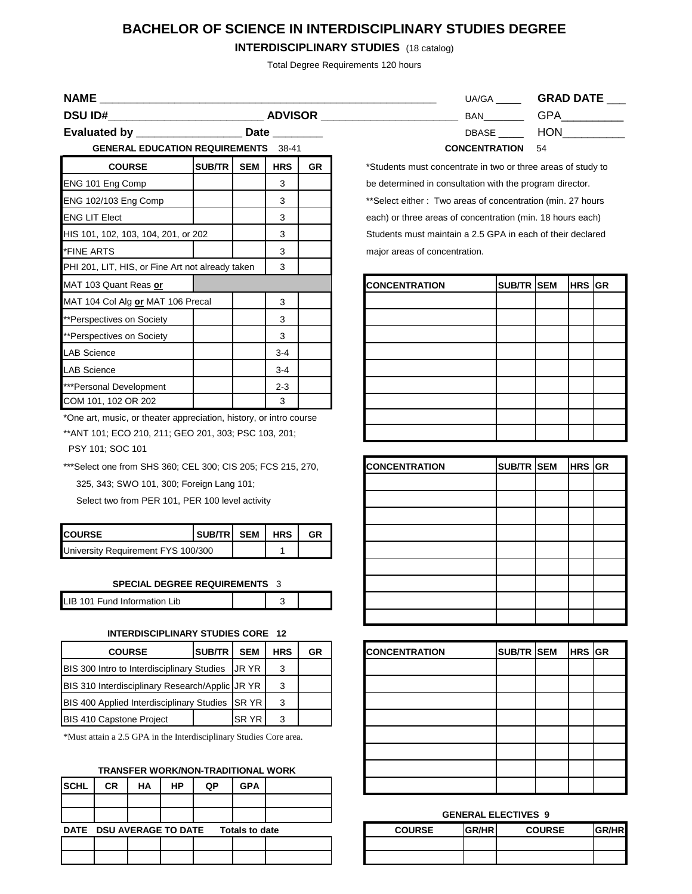# BACHELOR OF SCIENCE IN INTERDISCIPLINARY STUDIES DEGREE

**INTERDISCIPLINARY STUDIES** (18 catalog)

Total Degree Requirements 120 hours

**NAME** ______________________________________________ UA/GA _____ **GRAD DATE** ___

**DSU ID#**________________________ **ADVISOR** ______________________ BAN________ GPA__________

**Evaluated by** _________________ **Date** ________ DBASE _____ HON__________

### GENERAL EDUCATION REQUIREMENTS 38-41

| COURSE | SUB/TR | SEM | HRS | GR |
|---|---|---|---|---|
| ENG 101 Eng Comp | | | 3 | |
| ENG 102/103 Eng Comp | | | 3 | |
| ENG LIT Elect | | | 3 | |
| HIS 101, 102, 103, 104, 201, or 202 | | | 3 | |
| *FINE ARTS | | | 3 | |
| PHI 201, LIT, HIS, or Fine Art not already taken | | | 3 | |
| MAT 103 Quant Reas **or** | | | | |
| MAT 104 Col Alg **or** MAT 106 Precal | | | 3 | |
| **Perspectives on Society | | | 3 | |
| **Perspectives on Society | | | 3 | |
| LAB Science | | | 3-4 | |
| LAB Science | | | 3-4 | |
| ***Personal Development | | | 2-3 | |
| COM 101, 102 OR 202 | | | 3 | |

*One art, music, or theater appreciation, history, or intro course

**ANT 101; ECO 210, 211; GEO 201, 303; PSC 103, 201; PSY 101; SOC 101

***Select one from SHS 360; CEL 300; CIS 205; FCS 215, 270, 325, 343; SWO 101, 300; Foreign Lang 101; Select two from PER 101, PER 100 level activity

| COURSE | SUB/TR | SEM | HRS | GR |
|---|---|---|---|---|
| University Requirement FYS 100/300 | | | 1 | |

### SPECIAL DEGREE REQUIREMENTS 3

| COURSE | SUB/TR | SEM | HRS | GR |
|---|---|---|---|---|
| LIB 101 Fund Information Lib | | | 3 | |

### INTERDISCIPLINARY STUDIES CORE 12

| COURSE | SUB/TR | SEM | HRS | GR |
|---|---|---|---|---|
| BIS 300 Intro to Interdisciplinary Studies | | JR YR | 3 | |
| BIS 310 Interdisciplinary Research/Applic | | JR YR | 3 | |
| BIS 400 Applied Interdisciplinary Studies | | SR YR | 3 | |
| BIS 410 Capstone Project | | SR YR | 3 | |

*Must attain a 2.5 GPA in the Interdisciplinary Studies Core area.

### TRANSFER WORK/NON-TRADITIONAL WORK

| SCHL | CR | HA | HP | QP | GPA | |
|---|---|---|---|---|---|---|
| | | | | | | |
| | | | | | | |
| DATE | DSU AVERAGE TO DATE | | | Totals to date | | |
| | | | | | | |
| | | | | | | |

### CONCENTRATION 54

*Students must concentrate in two or three areas of study to be determined in consultation with the program director.

**Select either : Two areas of concentration (min. 27 hours each) or three areas of concentration (min. 18 hours each) Students must maintain a 2.5 GPA in each of their declared major areas of concentration.

| CONCENTRATION | SUB/TR | SEM | HRS | GR |
|---|---|---|---|---|
| | | | | |
| | | | | |
| | | | | |
| | | | | |
| | | | | |
| | | | | |
| | | | | |
| | | | | |

| CONCENTRATION | SUB/TR | SEM | HRS | GR |
|---|---|---|---|---|
| | | | | |
| | | | | |
| | | | | |
| | | | | |
| | | | | |
| | | | | |
| | | | | |
| | | | | |
| | | | | |

| CONCENTRATION | SUB/TR | SEM | HRS | GR |
|---|---|---|---|---|
| | | | | |
| | | | | |
| | | | | |
| | | | | |
| | | | | |
| | | | | |
| | | | | |
| | | | | |

### GENERAL ELECTIVES 9

| COURSE | GR/HR | COURSE | GR/HR |
|---|---|---|---|
| | | | |
| | | | |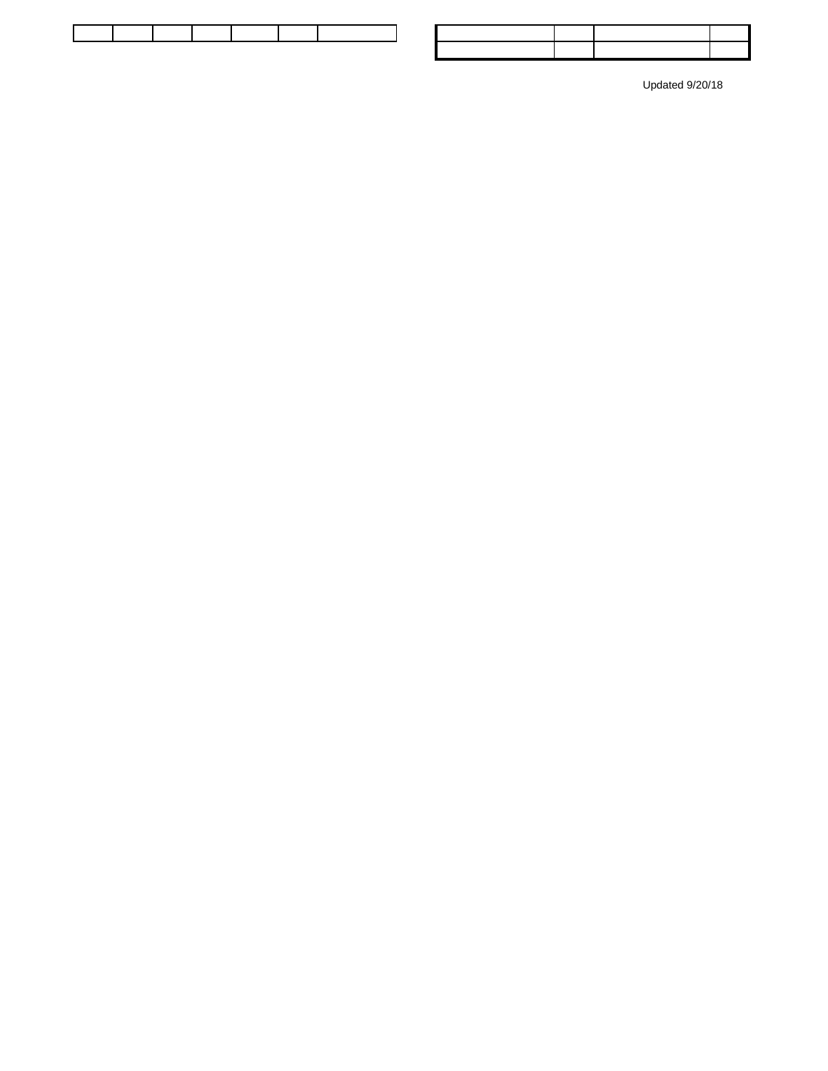| | | | | | | |
|---|---|---|---|---|---|---|
| | | | | | | |

| | | | |
|---|---|---|---|
| | | | |
| | | | |

Updated 9/20/18